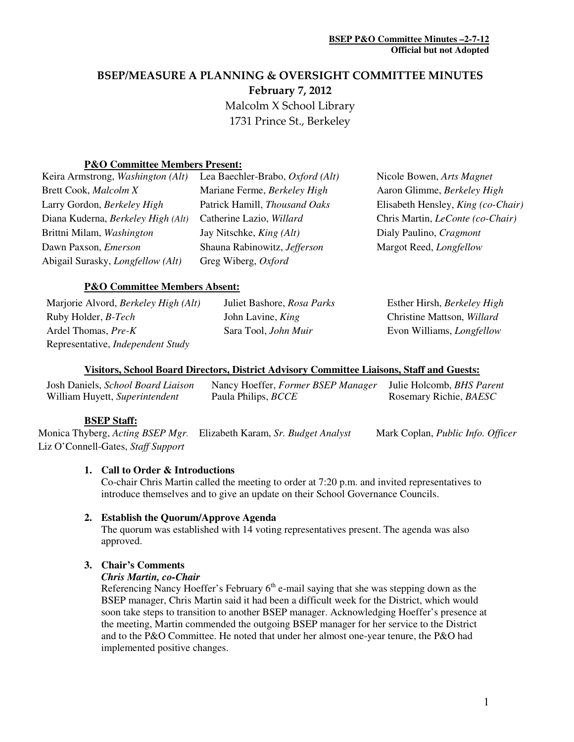# BSEP/MEASURE A PLANNING & OVERSIGHT COMMITTEE MINUTES

**February 7, 2012**

Malcolm X School Library
1731 Prince St., Berkeley

**BSEP P&O Committee Minutes –2-7-12**
**Official but not Adopted**

### P&O Committee Members Present:

| | | |
|---|---|---|
| Keira Armstrong, *Washington (Alt)* | Lea Baechler-Brabo, *Oxford (Alt)* | Nicole Bowen, *Arts Magnet* |
| Brett Cook, *Malcolm X* | Mariane Ferme, *Berkeley High* | Aaron Glimme, *Berkeley High* |
| Larry Gordon, *Berkeley High* | Patrick Hamill, *Thousand Oaks* | Elisabeth Hensley, *King (co-Chair)* |
| Diana Kuderna, *Berkeley High (Alt)* | Catherine Lazio, *Willard* | Chris Martin, *LeConte (co-Chair)* |
| Brittni Milam, *Washington* | Jay Nitschke, *King (Alt)* | Dialy Paulino, *Cragmont* |
| Dawn Paxson, *Emerson* | Shauna Rabinowitz, *Jefferson* | Margot Reed, *Longfellow* |
| Abigail Surasky, *Longfellow (Alt)* | Greg Wiberg, *Oxford* | |

### P&O Committee Members Absent:

| | | |
|---|---|---|
| Marjorie Alvord, *Berkeley High (Alt)* | Juliet Bashore, *Rosa Parks* | Esther Hirsh, *Berkeley High* |
| Ruby Holder, *B-Tech* | John Lavine, *King* | Christine Mattson, *Willard* |
| Ardel Thomas, *Pre-K* | Sara Tool, *John Muir* | Evon Williams, *Longfellow* |
| Representative, *Independent Study* | | |

### Visitors, School Board Directors, District Advisory Committee Liaisons, Staff and Guests:

| | | |
|---|---|---|
| Josh Daniels, *School Board Liaison* | Nancy Hoeffer, *Former BSEP Manager* | Julie Holcomb, *BHS Parent* |
| William Huyett, *Superintendent* | Paula Philips, *BCCE* | Rosemary Richie, *BAESC* |

### BSEP Staff:

| | | |
|---|---|---|
| Monica Thyberg, *Acting BSEP Mgr.* | Elizabeth Karam, *Sr. Budget Analyst* | Mark Coplan, *Public Info. Officer* |
| Liz O'Connell-Gates, *Staff Support* | | |

1. **Call to Order & Introductions**
   Co-chair Chris Martin called the meeting to order at 7:20 p.m. and invited representatives to introduce themselves and to give an update on their School Governance Councils.

2. **Establish the Quorum/Approve Agenda**
   The quorum was established with 14 voting representatives present. The agenda was also approved.

3. **Chair's Comments**
   ***Chris Martin, co-Chair***
   Referencing Nancy Hoeffer's February 6th e-mail saying that she was stepping down as the BSEP manager, Chris Martin said it had been a difficult week for the District, which would soon take steps to transition to another BSEP manager. Acknowledging Hoeffer's presence at the meeting, Martin commended the outgoing BSEP manager for her service to the District and to the P&O Committee. He noted that under her almost one-year tenure, the P&O had implemented positive changes.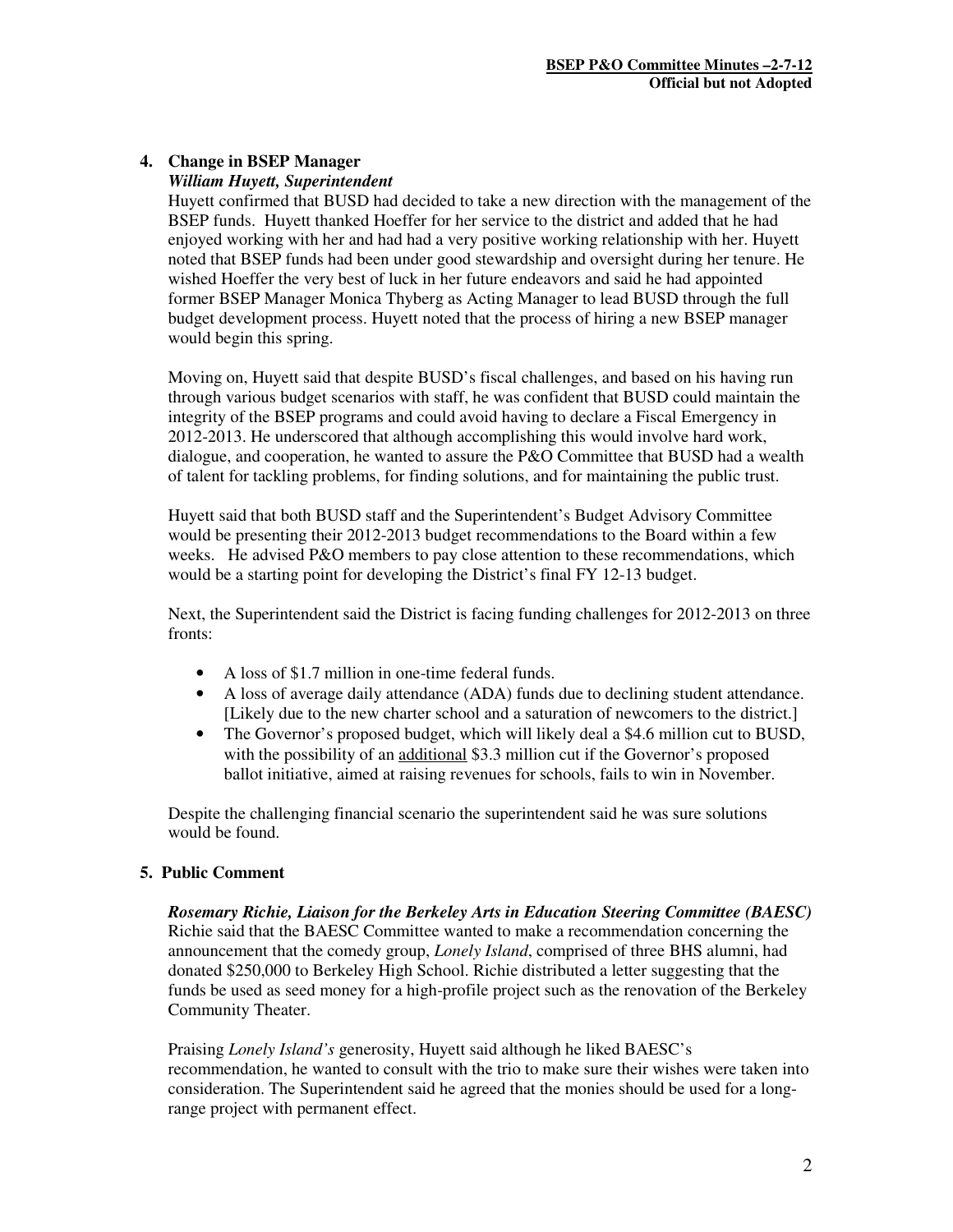## 4. Change in BSEP Manager

***William Huyett, Superintendent***

Huyett confirmed that BUSD had decided to take a new direction with the management of the BSEP funds. Huyett thanked Hoeffer for her service to the district and added that he had enjoyed working with her and had had a very positive working relationship with her. Huyett noted that BSEP funds had been under good stewardship and oversight during her tenure. He wished Hoeffer the very best of luck in her future endeavors and said he had appointed former BSEP Manager Monica Thyberg as Acting Manager to lead BUSD through the full budget development process. Huyett noted that the process of hiring a new BSEP manager would begin this spring.

Moving on, Huyett said that despite BUSD's fiscal challenges, and based on his having run through various budget scenarios with staff, he was confident that BUSD could maintain the integrity of the BSEP programs and could avoid having to declare a Fiscal Emergency in 2012-2013. He underscored that although accomplishing this would involve hard work, dialogue, and cooperation, he wanted to assure the P&O Committee that BUSD had a wealth of talent for tackling problems, for finding solutions, and for maintaining the public trust.

Huyett said that both BUSD staff and the Superintendent's Budget Advisory Committee would be presenting their 2012-2013 budget recommendations to the Board within a few weeks. He advised P&O members to pay close attention to these recommendations, which would be a starting point for developing the District's final FY 12-13 budget.

Next, the Superintendent said the District is facing funding challenges for 2012-2013 on three fronts:

- A loss of $1.7 million in one-time federal funds.
- A loss of average daily attendance (ADA) funds due to declining student attendance. [Likely due to the new charter school and a saturation of newcomers to the district.]
- The Governor's proposed budget, which will likely deal a $4.6 million cut to BUSD, with the possibility of an additional $3.3 million cut if the Governor's proposed ballot initiative, aimed at raising revenues for schools, fails to win in November.

Despite the challenging financial scenario the superintendent said he was sure solutions would be found.

## 5. Public Comment

***Rosemary Richie, Liaison for the Berkeley Arts in Education Steering Committee (BAESC)***

Richie said that the BAESC Committee wanted to make a recommendation concerning the announcement that the comedy group, *Lonely Island*, comprised of three BHS alumni, had donated $250,000 to Berkeley High School. Richie distributed a letter suggesting that the funds be used as seed money for a high-profile project such as the renovation of the Berkeley Community Theater.

Praising *Lonely Island's* generosity, Huyett said although he liked BAESC's recommendation, he wanted to consult with the trio to make sure their wishes were taken into consideration. The Superintendent said he agreed that the monies should be used for a long-range project with permanent effect.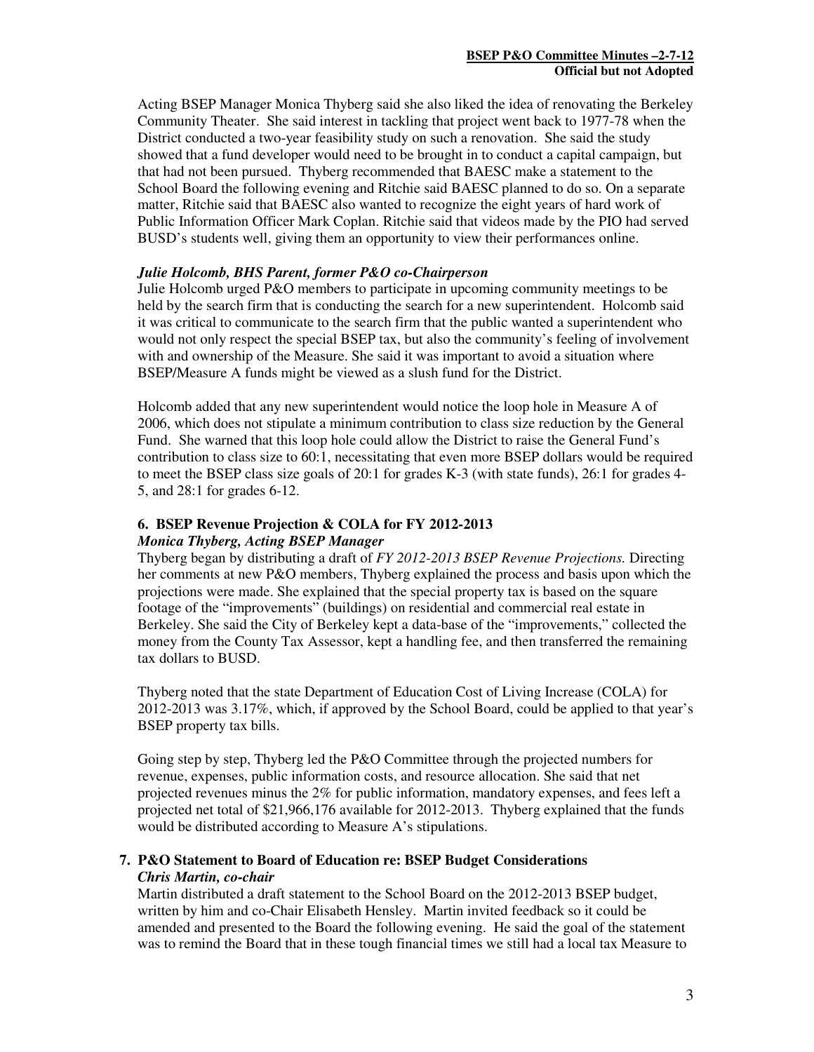Acting BSEP Manager Monica Thyberg said she also liked the idea of renovating the Berkeley Community Theater. She said interest in tackling that project went back to 1977-78 when the District conducted a two-year feasibility study on such a renovation. She said the study showed that a fund developer would need to be brought in to conduct a capital campaign, but that had not been pursued. Thyberg recommended that BAESC make a statement to the School Board the following evening and Ritchie said BAESC planned to do so. On a separate matter, Ritchie said that BAESC also wanted to recognize the eight years of hard work of Public Information Officer Mark Coplan. Ritchie said that videos made by the PIO had served BUSD's students well, giving them an opportunity to view their performances online.

***Julie Holcomb, BHS Parent, former P&O co-Chairperson***

Julie Holcomb urged P&O members to participate in upcoming community meetings to be held by the search firm that is conducting the search for a new superintendent. Holcomb said it was critical to communicate to the search firm that the public wanted a superintendent who would not only respect the special BSEP tax, but also the community's feeling of involvement with and ownership of the Measure. She said it was important to avoid a situation where BSEP/Measure A funds might be viewed as a slush fund for the District.

Holcomb added that any new superintendent would notice the loop hole in Measure A of 2006, which does not stipulate a minimum contribution to class size reduction by the General Fund. She warned that this loop hole could allow the District to raise the General Fund's contribution to class size to 60:1, necessitating that even more BSEP dollars would be required to meet the BSEP class size goals of 20:1 for grades K-3 (with state funds), 26:1 for grades 4-5, and 28:1 for grades 6-12.

## 6. BSEP Revenue Projection & COLA for FY 2012-2013

***Monica Thyberg, Acting BSEP Manager***

Thyberg began by distributing a draft of *FY 2012-2013 BSEP Revenue Projections.* Directing her comments at new P&O members, Thyberg explained the process and basis upon which the projections were made. She explained that the special property tax is based on the square footage of the "improvements" (buildings) on residential and commercial real estate in Berkeley. She said the City of Berkeley kept a data-base of the "improvements," collected the money from the County Tax Assessor, kept a handling fee, and then transferred the remaining tax dollars to BUSD.

Thyberg noted that the state Department of Education Cost of Living Increase (COLA) for 2012-2013 was 3.17%, which, if approved by the School Board, could be applied to that year's BSEP property tax bills.

Going step by step, Thyberg led the P&O Committee through the projected numbers for revenue, expenses, public information costs, and resource allocation. She said that net projected revenues minus the 2% for public information, mandatory expenses, and fees left a projected net total of $21,966,176 available for 2012-2013. Thyberg explained that the funds would be distributed according to Measure A's stipulations.

## 7. P&O Statement to Board of Education re: BSEP Budget Considerations

***Chris Martin, co-chair***

Martin distributed a draft statement to the School Board on the 2012-2013 BSEP budget, written by him and co-Chair Elisabeth Hensley. Martin invited feedback so it could be amended and presented to the Board the following evening. He said the goal of the statement was to remind the Board that in these tough financial times we still had a local tax Measure to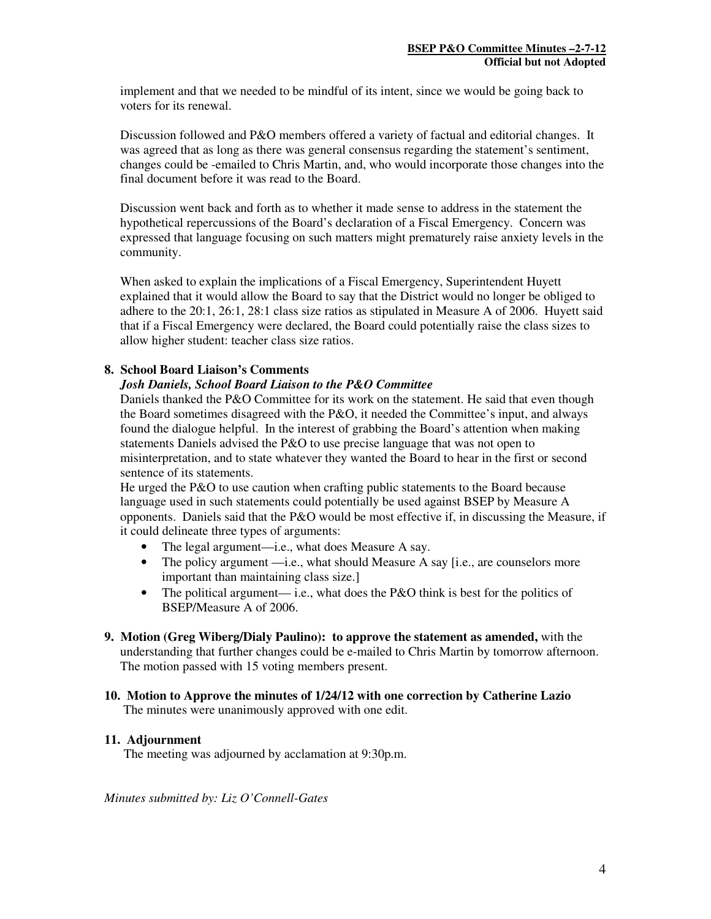implement and that we needed to be mindful of its intent, since we would be going back to voters for its renewal.

Discussion followed and P&O members offered a variety of factual and editorial changes. It was agreed that as long as there was general consensus regarding the statement's sentiment, changes could be -emailed to Chris Martin, and, who would incorporate those changes into the final document before it was read to the Board.

Discussion went back and forth as to whether it made sense to address in the statement the hypothetical repercussions of the Board's declaration of a Fiscal Emergency. Concern was expressed that language focusing on such matters might prematurely raise anxiety levels in the community.

When asked to explain the implications of a Fiscal Emergency, Superintendent Huyett explained that it would allow the Board to say that the District would no longer be obliged to adhere to the 20:1, 26:1, 28:1 class size ratios as stipulated in Measure A of 2006. Huyett said that if a Fiscal Emergency were declared, the Board could potentially raise the class sizes to allow higher student: teacher class size ratios.

**8. School Board Liaison's Comments**

***Josh Daniels, School Board Liaison to the P&O Committee***

Daniels thanked the P&O Committee for its work on the statement. He said that even though the Board sometimes disagreed with the P&O, it needed the Committee's input, and always found the dialogue helpful. In the interest of grabbing the Board's attention when making statements Daniels advised the P&O to use precise language that was not open to misinterpretation, and to state whatever they wanted the Board to hear in the first or second sentence of its statements.

He urged the P&O to use caution when crafting public statements to the Board because language used in such statements could potentially be used against BSEP by Measure A opponents. Daniels said that the P&O would be most effective if, in discussing the Measure, if it could delineate three types of arguments:

- The legal argument—i.e., what does Measure A say.
- The policy argument —i.e., what should Measure A say [i.e., are counselors more important than maintaining class size.]
- The political argument— i.e., what does the P&O think is best for the politics of BSEP/Measure A of 2006.

**9. Motion (Greg Wiberg/Dialy Paulino): to approve the statement as amended,** with the understanding that further changes could be e-mailed to Chris Martin by tomorrow afternoon. The motion passed with 15 voting members present.

**10. Motion to Approve the minutes of 1/24/12 with one correction by Catherine Lazio**

The minutes were unanimously approved with one edit.

**11. Adjournment**

The meeting was adjourned by acclamation at 9:30p.m.

*Minutes submitted by: Liz O'Connell-Gates*